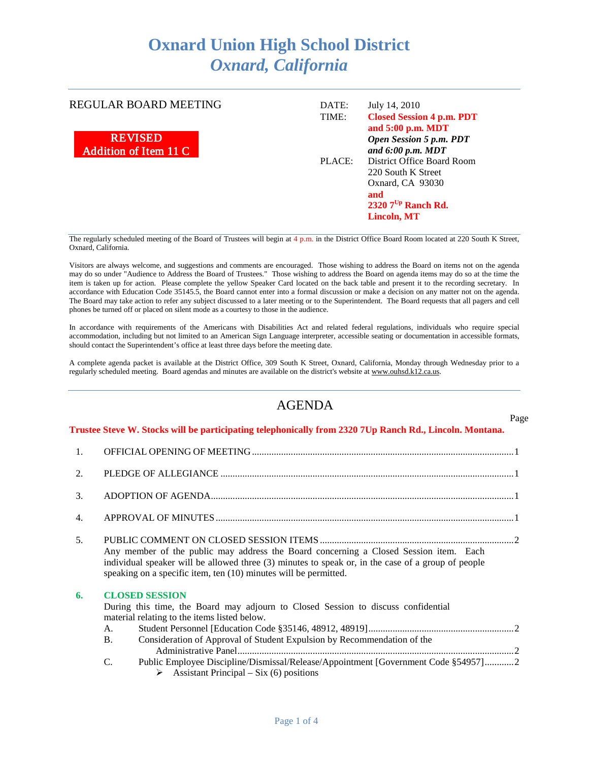# Oxnard Union High School District
## *Oxnard, California*

REGULAR BOARD MEETING

**REVISED**
**Addition of Item 11 C**

DATE: July 14, 2010
TIME: **Closed Session 4 p.m. PDT and 5:00 p.m. MDT**
***Open Session 5 p.m. PDT and 6:00 p.m. MDT***
PLACE: District Office Board Room
220 South K Street
Oxnard, CA 93030
**and**
**2320 7[Up] Ranch Rd.**
**Lincoln, MT**

The regularly scheduled meeting of the Board of Trustees will begin at 4 p.m. in the District Office Board Room located at 220 South K Street, Oxnard, California.

Visitors are always welcome, and suggestions and comments are encouraged. Those wishing to address the Board on items not on the agenda may do so under "Audience to Address the Board of Trustees." Those wishing to address the Board on agenda items may do so at the time the item is taken up for action. Please complete the yellow Speaker Card located on the back table and present it to the recording secretary. In accordance with Education Code 35145.5, the Board cannot enter into a formal discussion or make a decision on any matter not on the agenda. The Board may take action to refer any subject discussed to a later meeting or to the Superintendent. The Board requests that all pagers and cell phones be turned off or placed on silent mode as a courtesy to those in the audience.

In accordance with requirements of the Americans with Disabilities Act and related federal regulations, individuals who require special accommodation, including but not limited to an American Sign Language interpreter, accessible seating or documentation in accessible formats, should contact the Superintendent's office at least three days before the meeting date.

A complete agenda packet is available at the District Office, 309 South K Street, Oxnard, California, Monday through Wednesday prior to a regularly scheduled meeting. Board agendas and minutes are available on the district's website at www.ouhsd.k12.ca.us.

## AGENDA

Page

**Trustee Steve W. Stocks will be participating telephonically from 2320 7Up Ranch Rd., Lincoln. Montana.**

1. OFFICIAL OPENING OF MEETING ........................................ 1
2. PLEDGE OF ALLEGIANCE ........................................ 1
3. ADOPTION OF AGENDA ........................................ 1
4. APPROVAL OF MINUTES ........................................ 1
5. PUBLIC COMMENT ON CLOSED SESSION ITEMS ........................................ 2
   Any member of the public may address the Board concerning a Closed Session item. Each individual speaker will be allowed three (3) minutes to speak or, in the case of a group of people speaking on a specific item, ten (10) minutes will be permitted.
6. **CLOSED SESSION**
   During this time, the Board may adjourn to Closed Session to discuss confidential material relating to the items listed below.
   A. Student Personnel [Education Code §35146, 48912, 48919] ........................................ 2
   B. Consideration of Approval of Student Expulsion by Recommendation of the Administrative Panel ........................................ 2
   C. Public Employee Discipline/Dismissal/Release/Appointment [Government Code §54957] ........................................ 2
      - Assistant Principal – Six (6) positions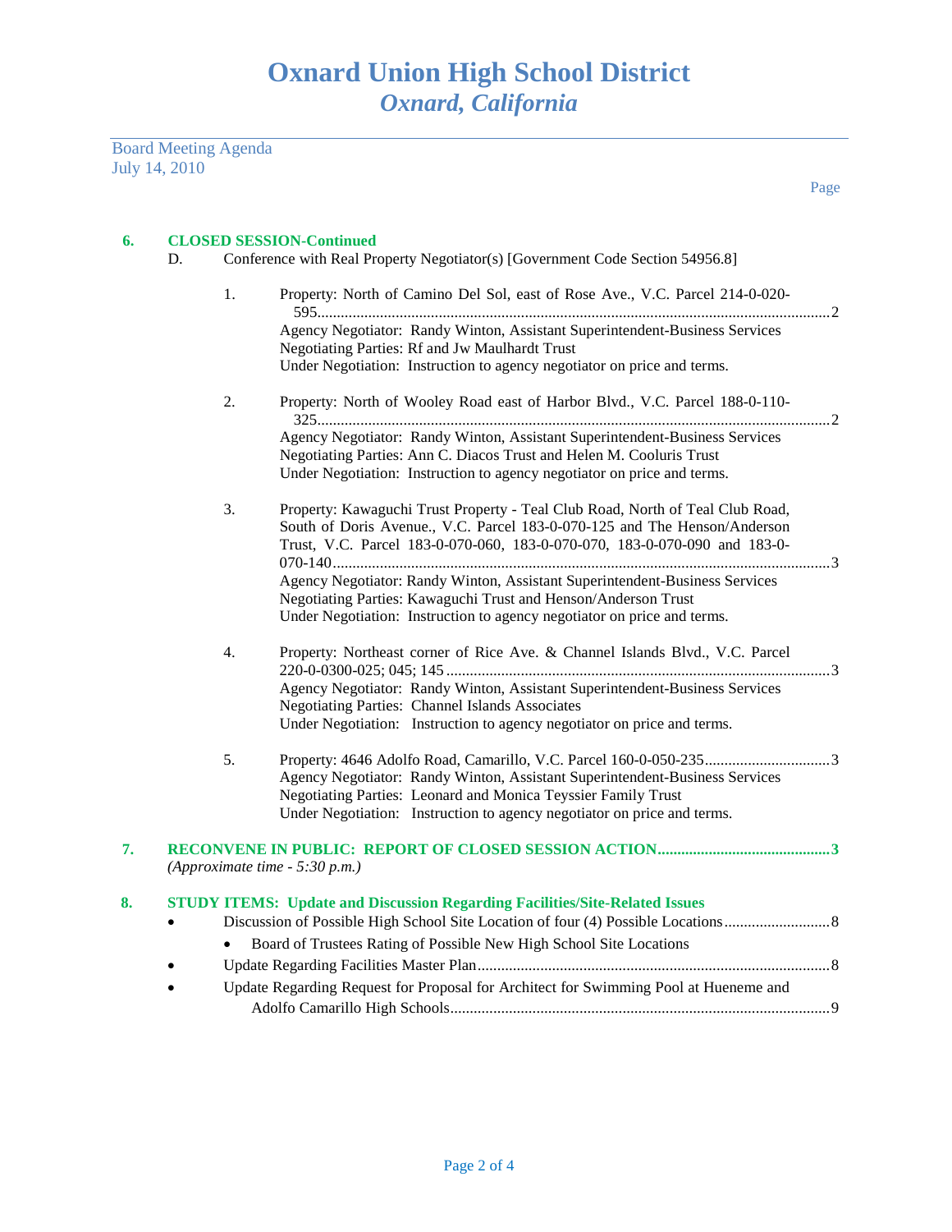# Oxnard Union High School District
## *Oxnard, California*

Board Meeting Agenda
July 14, 2010

Page

**6. CLOSED SESSION-Continued**

D. Conference with Real Property Negotiator(s) [Government Code Section 54956.8]

1. Property: North of Camino Del Sol, east of Rose Ave., V.C. Parcel 214-0-020-595....2
   Agency Negotiator: Randy Winton, Assistant Superintendent-Business Services
   Negotiating Parties: Rf and Jw Maulhardt Trust
   Under Negotiation: Instruction to agency negotiator on price and terms.

2. Property: North of Wooley Road east of Harbor Blvd., V.C. Parcel 188-0-110-325....2
   Agency Negotiator: Randy Winton, Assistant Superintendent-Business Services
   Negotiating Parties: Ann C. Diacos Trust and Helen M. Cooluris Trust
   Under Negotiation: Instruction to agency negotiator on price and terms.

3. Property: Kawaguchi Trust Property - Teal Club Road, North of Teal Club Road, South of Doris Avenue., V.C. Parcel 183-0-070-125 and The Henson/Anderson Trust, V.C. Parcel 183-0-070-060, 183-0-070-070, 183-0-070-090 and 183-0-070-140....3
   Agency Negotiator: Randy Winton, Assistant Superintendent-Business Services
   Negotiating Parties: Kawaguchi Trust and Henson/Anderson Trust
   Under Negotiation: Instruction to agency negotiator on price and terms.

4. Property: Northeast corner of Rice Ave. & Channel Islands Blvd., V.C. Parcel 220-0-0300-025; 045; 145....3
   Agency Negotiator: Randy Winton, Assistant Superintendent-Business Services
   Negotiating Parties: Channel Islands Associates
   Under Negotiation: Instruction to agency negotiator on price and terms.

5. Property: 4646 Adolfo Road, Camarillo, V.C. Parcel 160-0-050-235....3
   Agency Negotiator: Randy Winton, Assistant Superintendent-Business Services
   Negotiating Parties: Leonard and Monica Teyssier Family Trust
   Under Negotiation: Instruction to agency negotiator on price and terms.

**7. RECONVENE IN PUBLIC: REPORT OF CLOSED SESSION ACTION....3**
*(Approximate time - 5:30 p.m.)*

**8. STUDY ITEMS: Update and Discussion Regarding Facilities/Site-Related Issues**

- Discussion of Possible High School Site Location of four (4) Possible Locations....8
  - Board of Trustees Rating of Possible New High School Site Locations
- Update Regarding Facilities Master Plan....8
- Update Regarding Request for Proposal for Architect for Swimming Pool at Hueneme and Adolfo Camarillo High Schools....9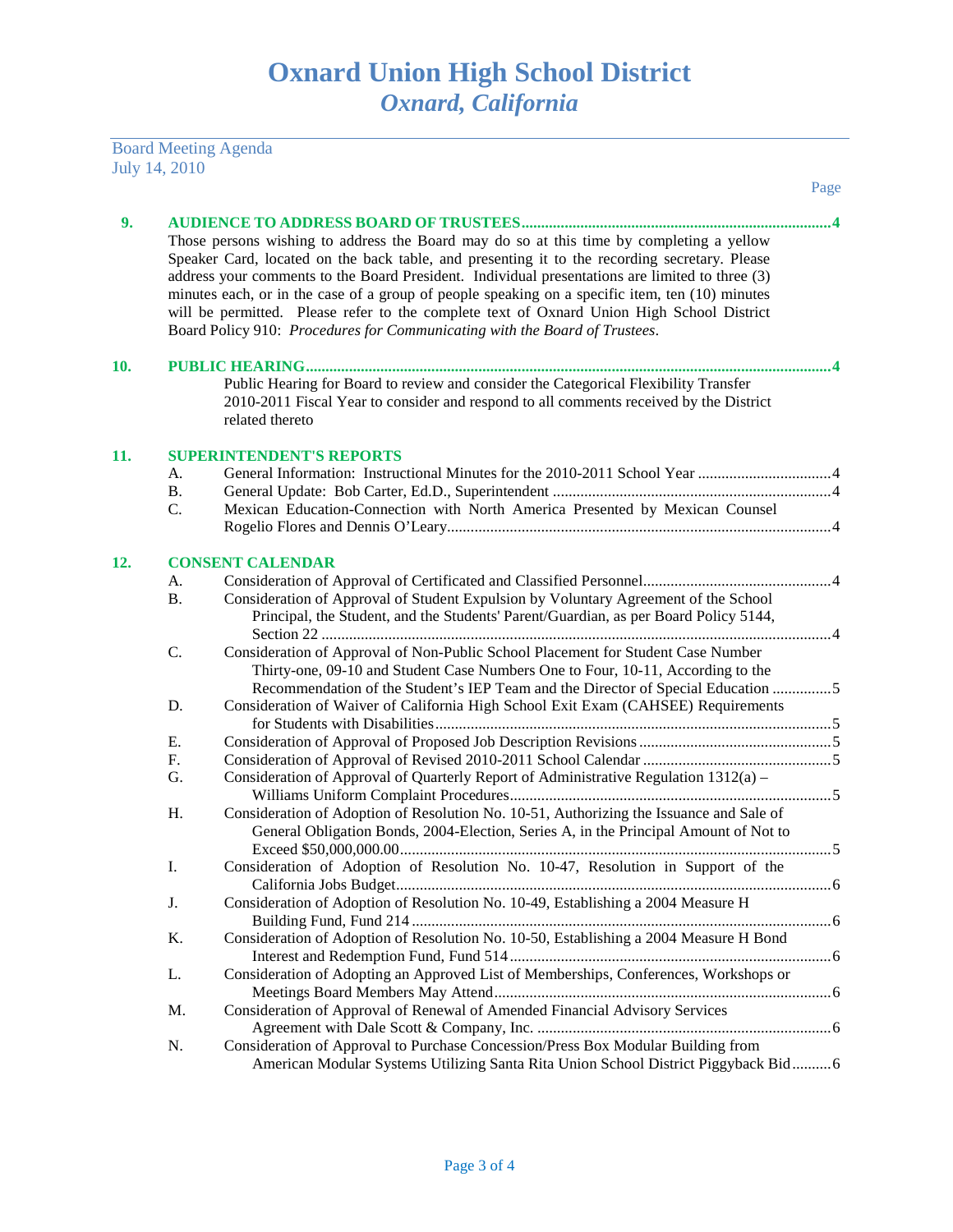# Oxnard Union High School District
## *Oxnard, California*

Board Meeting Agenda
July 14, 2010

Page

**9. AUDIENCE TO ADDRESS BOARD OF TRUSTEES** .......... 4

Those persons wishing to address the Board may do so at this time by completing a yellow Speaker Card, located on the back table, and presenting it to the recording secretary. Please address your comments to the Board President. Individual presentations are limited to three (3) minutes each, or in the case of a group of people speaking on a specific item, ten (10) minutes will be permitted. Please refer to the complete text of Oxnard Union High School District Board Policy 910: *Procedures for Communicating with the Board of Trustees*.

**10. PUBLIC HEARING** .......... 4

Public Hearing for Board to review and consider the Categorical Flexibility Transfer 2010-2011 Fiscal Year to consider and respond to all comments received by the District related thereto

**11. SUPERINTENDENT'S REPORTS**

- A. General Information: Instructional Minutes for the 2010-2011 School Year .......... 4
- B. General Update: Bob Carter, Ed.D., Superintendent .......... 4
- C. Mexican Education-Connection with North America Presented by Mexican Counsel Rogelio Flores and Dennis O'Leary .......... 4

**12. CONSENT CALENDAR**

- A. Consideration of Approval of Certificated and Classified Personnel .......... 4
- B. Consideration of Approval of Student Expulsion by Voluntary Agreement of the School Principal, the Student, and the Students' Parent/Guardian, as per Board Policy 5144, Section 22 .......... 4
- C. Consideration of Approval of Non-Public School Placement for Student Case Number Thirty-one, 09-10 and Student Case Numbers One to Four, 10-11, According to the Recommendation of the Student's IEP Team and the Director of Special Education .......... 5
- D. Consideration of Waiver of California High School Exit Exam (CAHSEE) Requirements for Students with Disabilities .......... 5
- E. Consideration of Approval of Proposed Job Description Revisions .......... 5
- F. Consideration of Approval of Revised 2010-2011 School Calendar .......... 5
- G. Consideration of Approval of Quarterly Report of Administrative Regulation 1312(a) – Williams Uniform Complaint Procedures .......... 5
- H. Consideration of Adoption of Resolution No. 10-51, Authorizing the Issuance and Sale of General Obligation Bonds, 2004-Election, Series A, in the Principal Amount of Not to Exceed $50,000,000.00 .......... 5
- I. Consideration of Adoption of Resolution No. 10-47, Resolution in Support of the California Jobs Budget .......... 6
- J. Consideration of Adoption of Resolution No. 10-49, Establishing a 2004 Measure H Building Fund, Fund 214 .......... 6
- K. Consideration of Adoption of Resolution No. 10-50, Establishing a 2004 Measure H Bond Interest and Redemption Fund, Fund 514 .......... 6
- L. Consideration of Adopting an Approved List of Memberships, Conferences, Workshops or Meetings Board Members May Attend .......... 6
- M. Consideration of Approval of Renewal of Amended Financial Advisory Services Agreement with Dale Scott & Company, Inc. .......... 6
- N. Consideration of Approval to Purchase Concession/Press Box Modular Building from American Modular Systems Utilizing Santa Rita Union School District Piggyback Bid .......... 6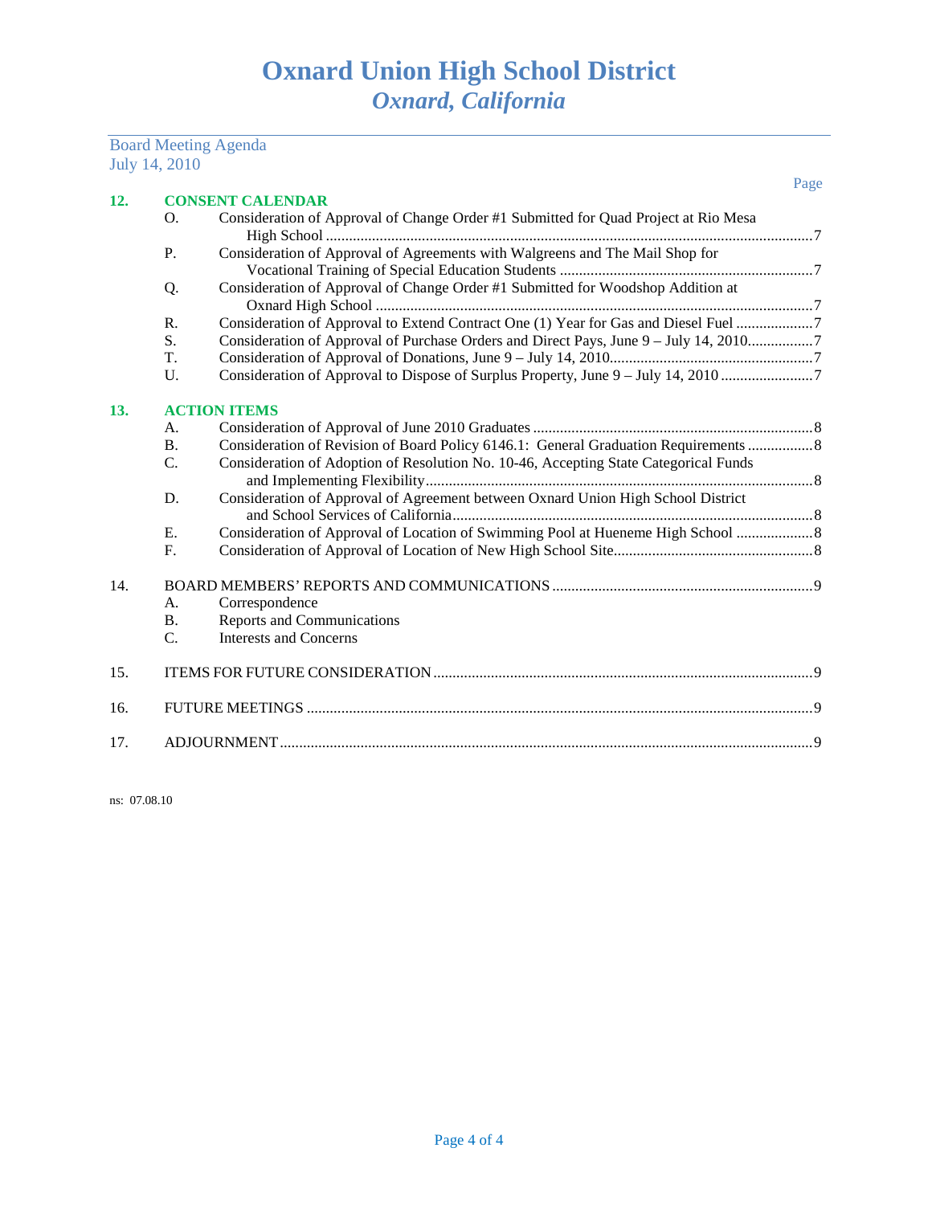# Oxnard Union High School District
## *Oxnard, California*

Board Meeting Agenda
July 14, 2010

Page

**12. CONSENT CALENDAR**

- O. Consideration of Approval of Change Order #1 Submitted for Quad Project at Rio Mesa High School ....... 7
- P. Consideration of Approval of Agreements with Walgreens and The Mail Shop for Vocational Training of Special Education Students ....... 7
- Q. Consideration of Approval of Change Order #1 Submitted for Woodshop Addition at Oxnard High School ....... 7
- R. Consideration of Approval to Extend Contract One (1) Year for Gas and Diesel Fuel ....... 7
- S. Consideration of Approval of Purchase Orders and Direct Pays, June 9 – July 14, 2010....... 7
- T. Consideration of Approval of Donations, June 9 – July 14, 2010....... 7
- U. Consideration of Approval to Dispose of Surplus Property, June 9 – July 14, 2010 ....... 7

**13. ACTION ITEMS**

- A. Consideration of Approval of June 2010 Graduates ....... 8
- B. Consideration of Revision of Board Policy 6146.1: General Graduation Requirements ....... 8
- C. Consideration of Adoption of Resolution No. 10-46, Accepting State Categorical Funds and Implementing Flexibility....... 8
- D. Consideration of Approval of Agreement between Oxnard Union High School District and School Services of California....... 8
- E. Consideration of Approval of Location of Swimming Pool at Hueneme High School ....... 8
- F. Consideration of Approval of Location of New High School Site....... 8

14. BOARD MEMBERS' REPORTS AND COMMUNICATIONS ....... 9
- A. Correspondence
- B. Reports and Communications
- C. Interests and Concerns

15. ITEMS FOR FUTURE CONSIDERATION ....... 9

16. FUTURE MEETINGS ....... 9

17. ADJOURNMENT ....... 9

ns: 07.08.10